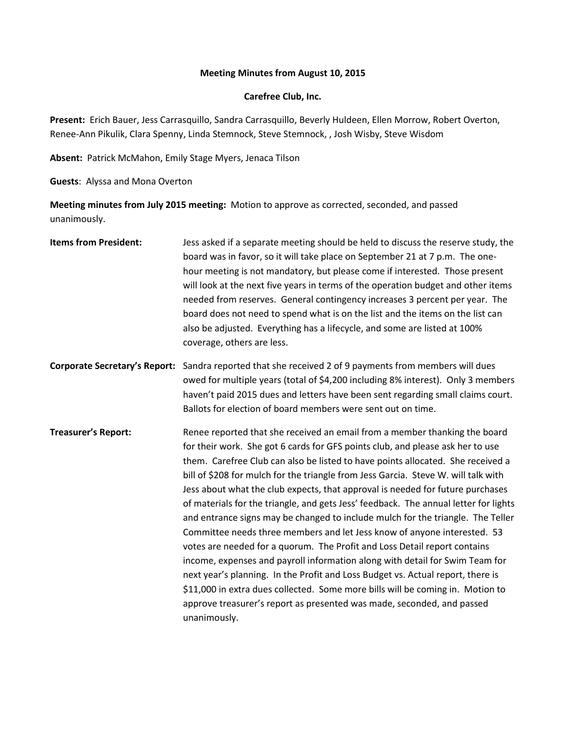**Meeting Minutes from August 10, 2015**

**Carefree Club, Inc.**

**Present:** Erich Bauer, Jess Carrasquillo, Sandra Carrasquillo, Beverly Huldeen, Ellen Morrow, Robert Overton, Renee-Ann Pikulik, Clara Spenny, Linda Stemnock, Steve Stemnock, , Josh Wisby, Steve Wisdom

**Absent:** Patrick McMahon, Emily Stage Myers, Jenaca Tilson

**Guests**: Alyssa and Mona Overton

**Meeting minutes from July 2015 meeting:** Motion to approve as corrected, seconded, and passed unanimously.

**Items from President:** Jess asked if a separate meeting should be held to discuss the reserve study, the board was in favor, so it will take place on September 21 at 7 p.m. The one-hour meeting is not mandatory, but please come if interested. Those present will look at the next five years in terms of the operation budget and other items needed from reserves. General contingency increases 3 percent per year. The board does not need to spend what is on the list and the items on the list can also be adjusted. Everything has a lifecycle, and some are listed at 100% coverage, others are less.

**Corporate Secretary's Report:** Sandra reported that she received 2 of 9 payments from members will dues owed for multiple years (total of $4,200 including 8% interest). Only 3 members haven't paid 2015 dues and letters have been sent regarding small claims court. Ballots for election of board members were sent out on time.

**Treasurer's Report:** Renee reported that she received an email from a member thanking the board for their work. She got 6 cards for GFS points club, and please ask her to use them. Carefree Club can also be listed to have points allocated. She received a bill of $208 for mulch for the triangle from Jess Garcia. Steve W. will talk with Jess about what the club expects, that approval is needed for future purchases of materials for the triangle, and gets Jess' feedback. The annual letter for lights and entrance signs may be changed to include mulch for the triangle. The Teller Committee needs three members and let Jess know of anyone interested. 53 votes are needed for a quorum. The Profit and Loss Detail report contains income, expenses and payroll information along with detail for Swim Team for next year's planning. In the Profit and Loss Budget vs. Actual report, there is $11,000 in extra dues collected. Some more bills will be coming in. Motion to approve treasurer's report as presented was made, seconded, and passed unanimously.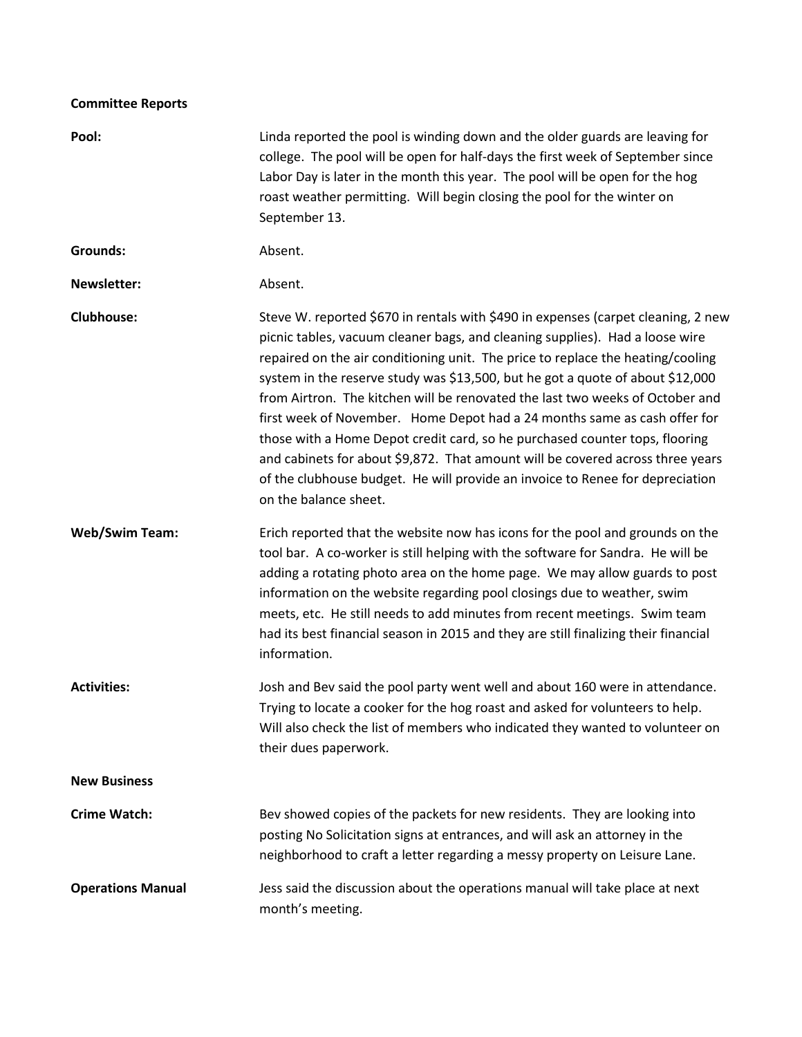**Committee Reports**

**Pool:** Linda reported the pool is winding down and the older guards are leaving for college. The pool will be open for half-days the first week of September since Labor Day is later in the month this year. The pool will be open for the hog roast weather permitting. Will begin closing the pool for the winter on September 13.

**Grounds:** Absent.

**Newsletter:** Absent.

**Clubhouse:** Steve W. reported $670 in rentals with $490 in expenses (carpet cleaning, 2 new picnic tables, vacuum cleaner bags, and cleaning supplies). Had a loose wire repaired on the air conditioning unit. The price to replace the heating/cooling system in the reserve study was $13,500, but he got a quote of about $12,000 from Airtron. The kitchen will be renovated the last two weeks of October and first week of November. Home Depot had a 24 months same as cash offer for those with a Home Depot credit card, so he purchased counter tops, flooring and cabinets for about $9,872. That amount will be covered across three years of the clubhouse budget. He will provide an invoice to Renee for depreciation on the balance sheet.

**Web/Swim Team:** Erich reported that the website now has icons for the pool and grounds on the tool bar. A co-worker is still helping with the software for Sandra. He will be adding a rotating photo area on the home page. We may allow guards to post information on the website regarding pool closings due to weather, swim meets, etc. He still needs to add minutes from recent meetings. Swim team had its best financial season in 2015 and they are still finalizing their financial information.

**Activities:** Josh and Bev said the pool party went well and about 160 were in attendance. Trying to locate a cooker for the hog roast and asked for volunteers to help. Will also check the list of members who indicated they wanted to volunteer on their dues paperwork.

**New Business**

**Crime Watch:** Bev showed copies of the packets for new residents. They are looking into posting No Solicitation signs at entrances, and will ask an attorney in the neighborhood to craft a letter regarding a messy property on Leisure Lane.

**Operations Manual** Jess said the discussion about the operations manual will take place at next month's meeting.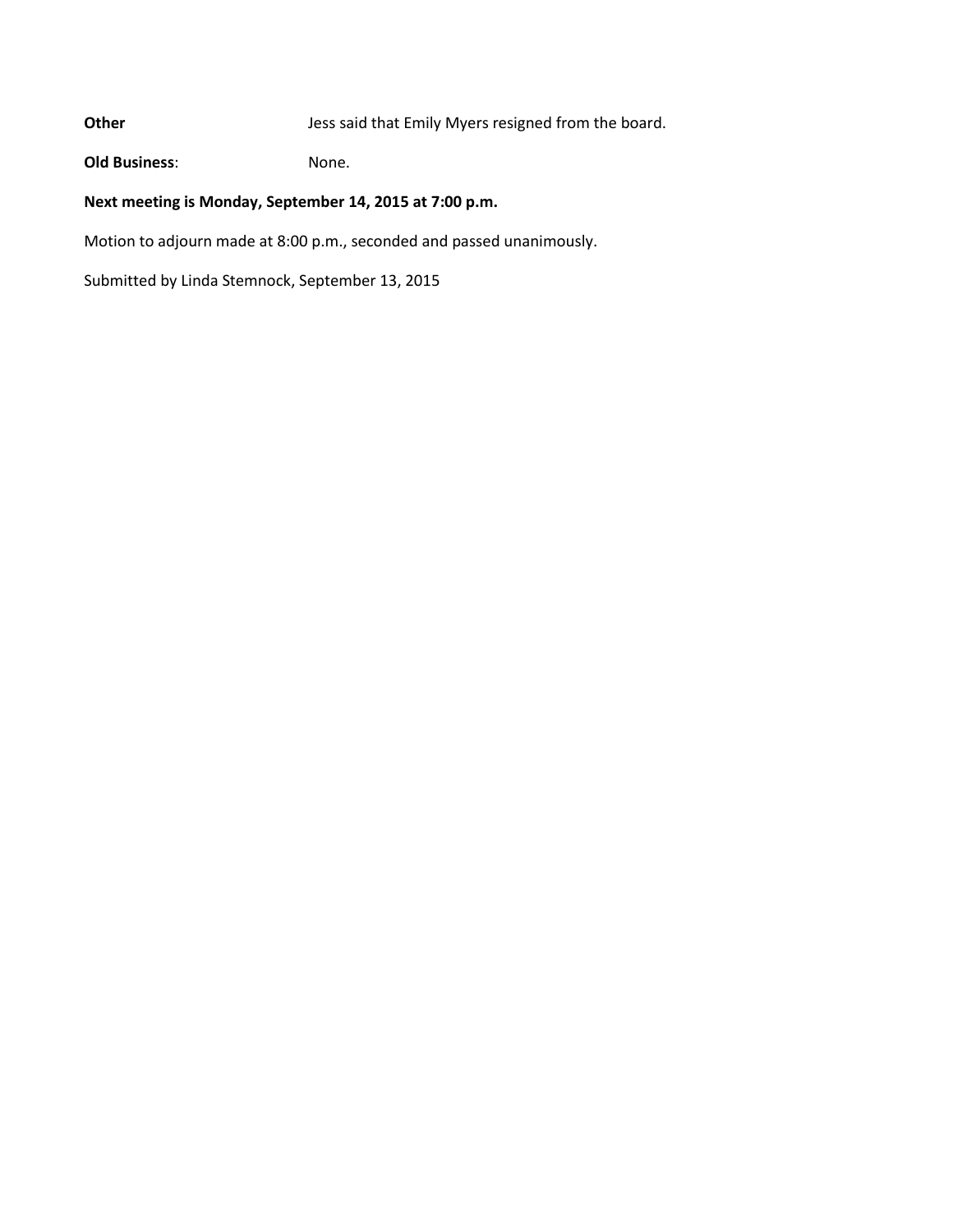**Other** Jess said that Emily Myers resigned from the board.

**Old Business**: None.

**Next meeting is Monday, September 14, 2015 at 7:00 p.m.**

Motion to adjourn made at 8:00 p.m., seconded and passed unanimously.

Submitted by Linda Stemnock, September 13, 2015